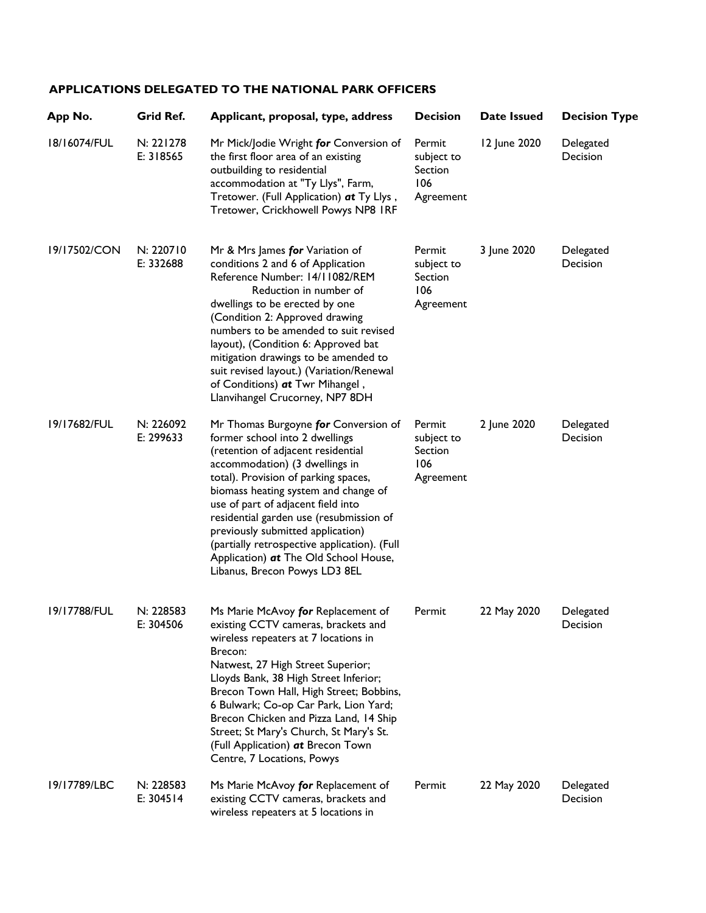**APPLICATIONS DELEGATED TO THE NATIONAL PARK OFFICERS**

| App No. | Grid Ref. | Applicant, proposal, type, address | Decision | Date Issued | Decision Type |
|---|---|---|---|---|---|
| 18/16074/FUL | N: 221278 E: 318565 | Mr Mick/Jodie Wright ***for*** Conversion of the first floor area of an existing outbuilding to residential accommodation at "Ty Llys", Farm, Tretower. (Full Application) ***at*** Ty Llys , Tretower, Crickhowell Powys NP8 1RF | Permit subject to Section 106 Agreement | 12 June 2020 | Delegated Decision |
| 19/17502/CON | N: 220710 E: 332688 | Mr & Mrs James ***for*** Variation of conditions 2 and 6 of Application Reference Number: 14/11082/REM Reduction in number of dwellings to be erected by one (Condition 2: Approved drawing numbers to be amended to suit revised layout), (Condition 6: Approved bat mitigation drawings to be amended to suit revised layout.) (Variation/Renewal of Conditions) ***at*** Twr Mihangel , Llanvihangel Crucorney, NP7 8DH | Permit subject to Section 106 Agreement | 3 June 2020 | Delegated Decision |
| 19/17682/FUL | N: 226092 E: 299633 | Mr Thomas Burgoyne ***for*** Conversion of former school into 2 dwellings (retention of adjacent residential accommodation) (3 dwellings in total). Provision of parking spaces, biomass heating system and change of use of part of adjacent field into residential garden use (resubmission of previously submitted application) (partially retrospective application). (Full Application) ***at*** The Old School House, Libanus, Brecon Powys LD3 8EL | Permit subject to Section 106 Agreement | 2 June 2020 | Delegated Decision |
| 19/17788/FUL | N: 228583 E: 304506 | Ms Marie McAvoy ***for*** Replacement of existing CCTV cameras, brackets and wireless repeaters at 7 locations in Brecon: Natwest, 27 High Street Superior; Lloyds Bank, 38 High Street Inferior; Brecon Town Hall, High Street; Bobbins, 6 Bulwark; Co-op Car Park, Lion Yard; Brecon Chicken and Pizza Land, 14 Ship Street; St Mary's Church, St Mary's St. (Full Application) ***at*** Brecon Town Centre, 7 Locations, Powys | Permit | 22 May 2020 | Delegated Decision |
| 19/17789/LBC | N: 228583 E: 304514 | Ms Marie McAvoy ***for*** Replacement of existing CCTV cameras, brackets and wireless repeaters at 5 locations in | Permit | 22 May 2020 | Delegated Decision |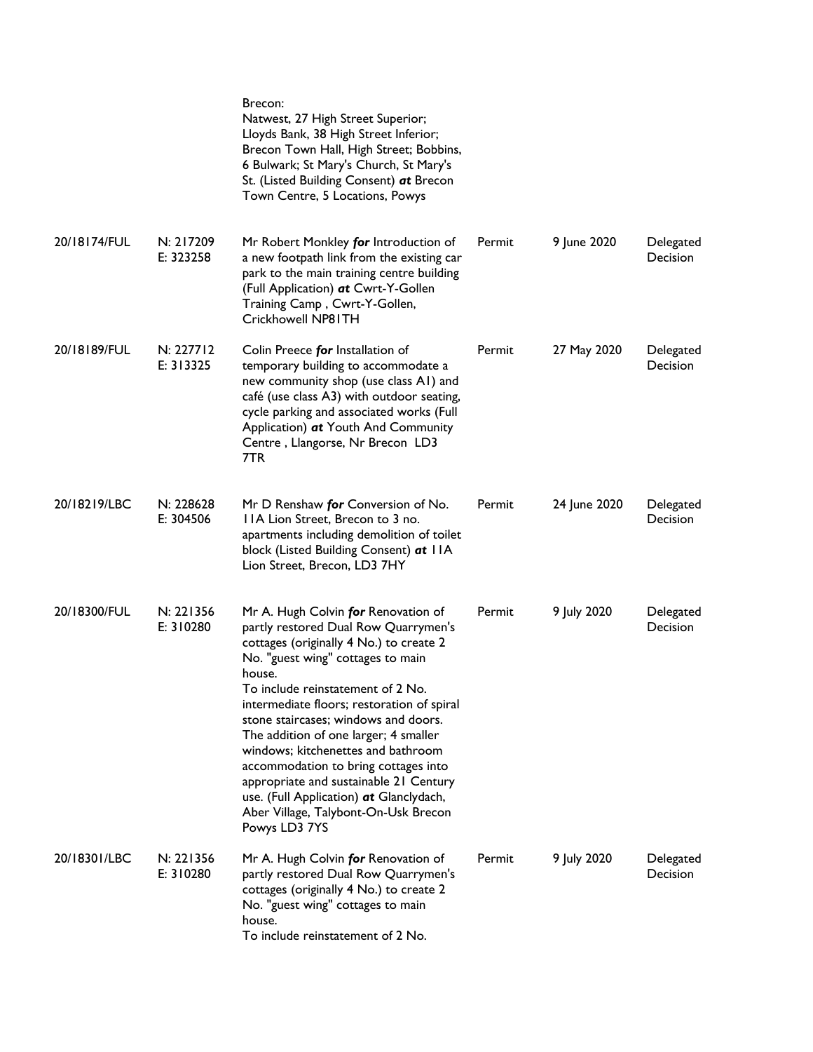|  |  | Brecon:<br>Natwest, 27 High Street Superior;<br>Lloyds Bank, 38 High Street Inferior;<br>Brecon Town Hall, High Street; Bobbins, 6 Bulwark; St Mary's Church, St Mary's St. (Listed Building Consent) ***at*** Brecon Town Centre, 5 Locations, Powys |  |  |  |
|---|---|---|---|---|---|
| 20/18174/FUL | N: 217209<br>E: 323258 | Mr Robert Monkley ***for*** Introduction of a new footpath link from the existing car park to the main training centre building (Full Application) ***at*** Cwrt-Y-Gollen Training Camp , Cwrt-Y-Gollen, Crickhowell NP81TH | Permit | 9 June 2020 | Delegated Decision |
| 20/18189/FUL | N: 227712<br>E: 313325 | Colin Preece ***for*** Installation of temporary building to accommodate a new community shop (use class A1) and café (use class A3) with outdoor seating, cycle parking and associated works (Full Application) ***at*** Youth And Community Centre , Llangorse, Nr Brecon LD3 7TR | Permit | 27 May 2020 | Delegated Decision |
| 20/18219/LBC | N: 228628<br>E: 304506 | Mr D Renshaw ***for*** Conversion of No. 11A Lion Street, Brecon to 3 no. apartments including demolition of toilet block (Listed Building Consent) ***at*** 11A Lion Street, Brecon, LD3 7HY | Permit | 24 June 2020 | Delegated Decision |
| 20/18300/FUL | N: 221356<br>E: 310280 | Mr A. Hugh Colvin ***for*** Renovation of partly restored Dual Row Quarrymen's cottages (originally 4 No.) to create 2 No. "guest wing" cottages to main house.<br>To include reinstatement of 2 No. intermediate floors; restoration of spiral stone staircases; windows and doors. The addition of one larger; 4 smaller windows; kitchenettes and bathroom accommodation to bring cottages into appropriate and sustainable 21 Century use. (Full Application) ***at*** Glanclydach, Aber Village, Talybont-On-Usk Brecon Powys LD3 7YS | Permit | 9 July 2020 | Delegated Decision |
| 20/18301/LBC | N: 221356<br>E: 310280 | Mr A. Hugh Colvin ***for*** Renovation of partly restored Dual Row Quarrymen's cottages (originally 4 No.) to create 2 No. "guest wing" cottages to main house.<br>To include reinstatement of 2 No. | Permit | 9 July 2020 | Delegated Decision |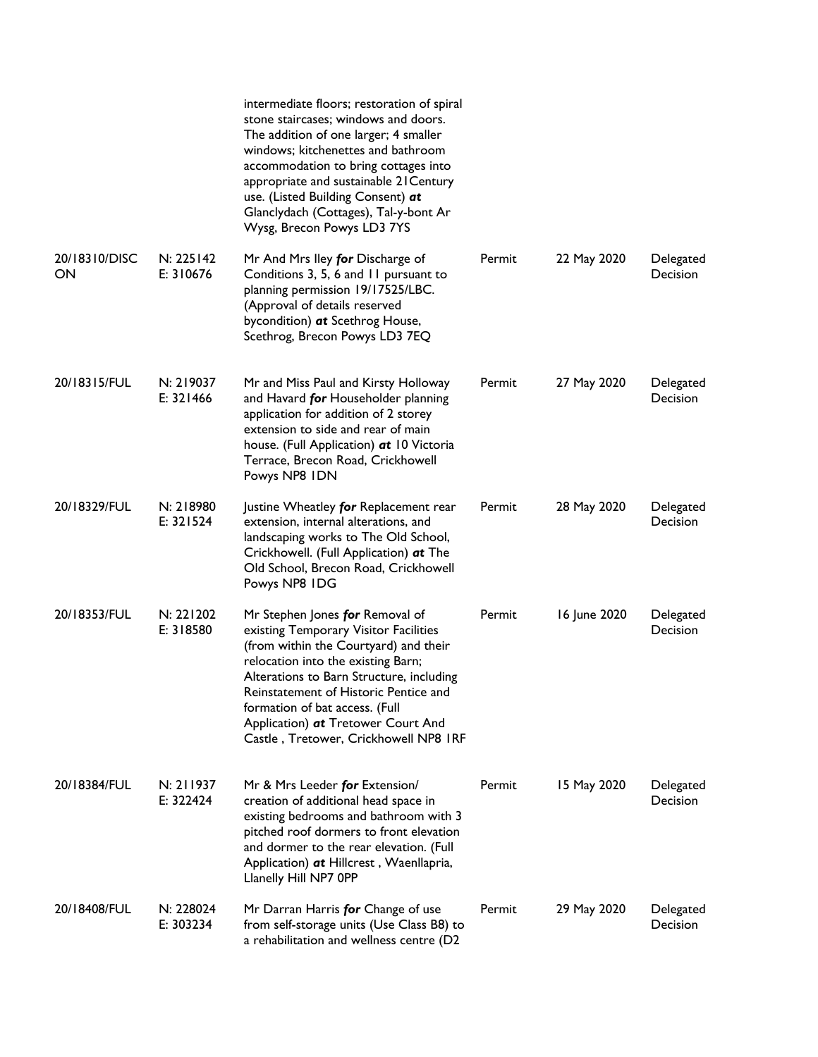| | | | | | |
|---|---|---|---|---|---|
| | | intermediate floors; restoration of spiral stone staircases; windows and doors. The addition of one larger; 4 smaller windows; kitchenettes and bathroom accommodation to bring cottages into appropriate and sustainable 21Century use. (Listed Building Consent) ***at*** Glanclydach (Cottages), Tal-y-bont Ar Wysg, Brecon Powys LD3 7YS | | | |
| 20/18310/DISCON | N: 225142 E: 310676 | Mr And Mrs Iley ***for*** Discharge of Conditions 3, 5, 6 and 11 pursuant to planning permission 19/17525/LBC. (Approval of details reserved bycondition) ***at*** Scethrog House, Scethrog, Brecon Powys LD3 7EQ | Permit | 22 May 2020 | Delegated Decision |
| 20/18315/FUL | N: 219037 E: 321466 | Mr and Miss Paul and Kirsty Holloway and Havard ***for*** Householder planning application for addition of 2 storey extension to side and rear of main house. (Full Application) ***at*** 10 Victoria Terrace, Brecon Road, Crickhowell Powys NP8 1DN | Permit | 27 May 2020 | Delegated Decision |
| 20/18329/FUL | N: 218980 E: 321524 | Justine Wheatley ***for*** Replacement rear extension, internal alterations, and landscaping works to The Old School, Crickhowell. (Full Application) ***at*** The Old School, Brecon Road, Crickhowell Powys NP8 1DG | Permit | 28 May 2020 | Delegated Decision |
| 20/18353/FUL | N: 221202 E: 318580 | Mr Stephen Jones ***for*** Removal of existing Temporary Visitor Facilities (from within the Courtyard) and their relocation into the existing Barn; Alterations to Barn Structure, including Reinstatement of Historic Pentice and formation of bat access. (Full Application) ***at*** Tretower Court And Castle , Tretower, Crickhowell NP8 1RF | Permit | 16 June 2020 | Delegated Decision |
| 20/18384/FUL | N: 211937 E: 322424 | Mr & Mrs Leeder ***for*** Extension/ creation of additional head space in existing bedrooms and bathroom with 3 pitched roof dormers to front elevation and dormer to the rear elevation. (Full Application) ***at*** Hillcrest , Waenllapria, Llanelly Hill NP7 0PP | Permit | 15 May 2020 | Delegated Decision |
| 20/18408/FUL | N: 228024 E: 303234 | Mr Darran Harris ***for*** Change of use from self-storage units (Use Class B8) to a rehabilitation and wellness centre (D2 | Permit | 29 May 2020 | Delegated Decision |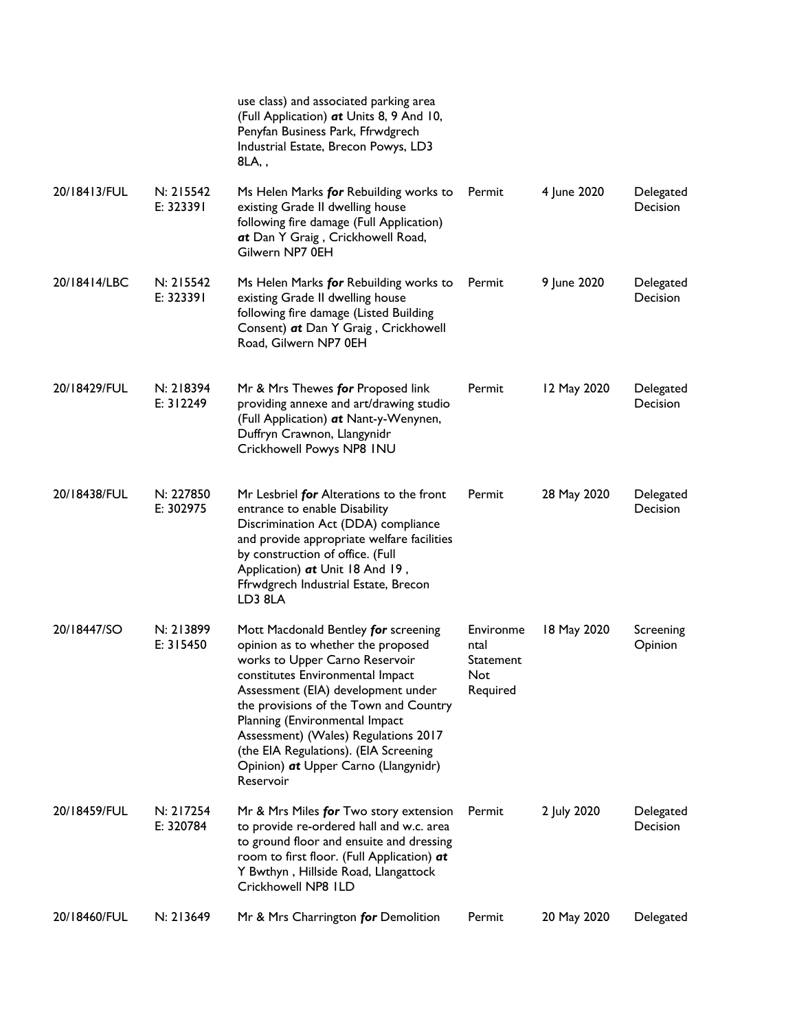| | | | | | |
|---|---|---|---|---|---|
| | | use class) and associated parking area (Full Application) ***at*** Units 8, 9 And 10, Penyfan Business Park, Ffrwdgrech Industrial Estate, Brecon Powys, LD3 8LA, , | | | |
| 20/18413/FUL | N: 215542 E: 323391 | Ms Helen Marks ***for*** Rebuilding works to existing Grade II dwelling house following fire damage (Full Application) ***at*** Dan Y Graig , Crickhowell Road, Gilwern NP7 0EH | Permit | 4 June 2020 | Delegated Decision |
| 20/18414/LBC | N: 215542 E: 323391 | Ms Helen Marks ***for*** Rebuilding works to existing Grade II dwelling house following fire damage (Listed Building Consent) ***at*** Dan Y Graig , Crickhowell Road, Gilwern NP7 0EH | Permit | 9 June 2020 | Delegated Decision |
| 20/18429/FUL | N: 218394 E: 312249 | Mr & Mrs Thewes ***for*** Proposed link providing annexe and art/drawing studio (Full Application) ***at*** Nant-y-Wenynen, Duffryn Crawnon, Llangynidr Crickhowell Powys NP8 1NU | Permit | 12 May 2020 | Delegated Decision |
| 20/18438/FUL | N: 227850 E: 302975 | Mr Lesbriel ***for*** Alterations to the front entrance to enable Disability Discrimination Act (DDA) compliance and provide appropriate welfare facilities by construction of office. (Full Application) ***at*** Unit 18 And 19 , Ffrwdgrech Industrial Estate, Brecon LD3 8LA | Permit | 28 May 2020 | Delegated Decision |
| 20/18447/SO | N: 213899 E: 315450 | Mott Macdonald Bentley ***for*** screening opinion as to whether the proposed works to Upper Carno Reservoir constitutes Environmental Impact Assessment (EIA) development under the provisions of the Town and Country Planning (Environmental Impact Assessment) (Wales) Regulations 2017 (the EIA Regulations). (EIA Screening Opinion) ***at*** Upper Carno (Llangynidr) Reservoir | Environmental Statement Not Required | 18 May 2020 | Screening Opinion |
| 20/18459/FUL | N: 217254 E: 320784 | Mr & Mrs Miles ***for*** Two story extension to provide re-ordered hall and w.c. area to ground floor and ensuite and dressing room to first floor. (Full Application) ***at*** Y Bwthyn , Hillside Road, Llangattock Crickhowell NP8 1LD | Permit | 2 July 2020 | Delegated Decision |
| 20/18460/FUL | N: 213649 | Mr & Mrs Charrington ***for*** Demolition | Permit | 20 May 2020 | Delegated |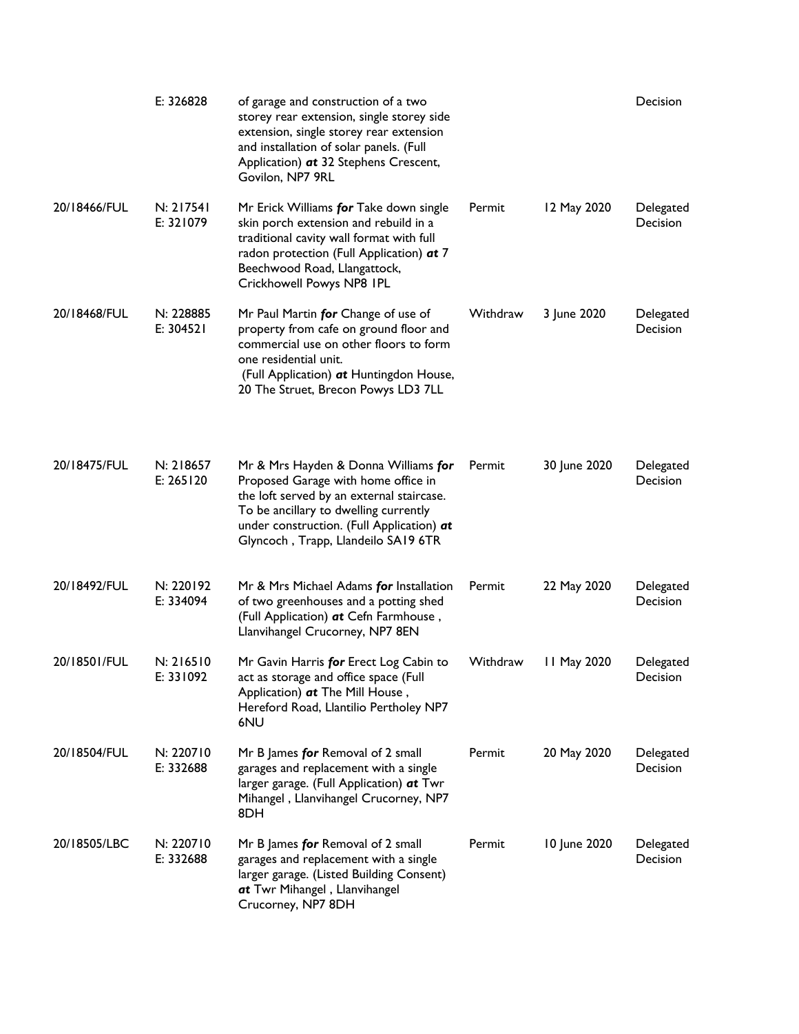| | | | | | |
|---|---|---|---|---|---|
| | E: 326828 | of garage and construction of a two storey rear extension, single storey side extension, single storey rear extension and installation of solar panels. (Full Application) ***at*** 32 Stephens Crescent, Govilon, NP7 9RL | | | Decision |
| 20/18466/FUL | N: 217541 E: 321079 | Mr Erick Williams ***for*** Take down single skin porch extension and rebuild in a traditional cavity wall format with full radon protection (Full Application) ***at*** 7 Beechwood Road, Llangattock, Crickhowell Powys NP8 1PL | Permit | 12 May 2020 | Delegated Decision |
| 20/18468/FUL | N: 228885 E: 304521 | Mr Paul Martin ***for*** Change of use of property from cafe on ground floor and commercial use on other floors to form one residential unit. (Full Application) ***at*** Huntingdon House, 20 The Struet, Brecon Powys LD3 7LL | Withdraw | 3 June 2020 | Delegated Decision |
| 20/18475/FUL | N: 218657 E: 265120 | Mr & Mrs Hayden & Donna Williams ***for*** Proposed Garage with home office in the loft served by an external staircase. To be ancillary to dwelling currently under construction. (Full Application) ***at*** Glyncoch , Trapp, Llandeilo SA19 6TR | Permit | 30 June 2020 | Delegated Decision |
| 20/18492/FUL | N: 220192 E: 334094 | Mr & Mrs Michael Adams ***for*** Installation of two greenhouses and a potting shed (Full Application) ***at*** Cefn Farmhouse , Llanvihangel Crucorney, NP7 8EN | Permit | 22 May 2020 | Delegated Decision |
| 20/18501/FUL | N: 216510 E: 331092 | Mr Gavin Harris ***for*** Erect Log Cabin to act as storage and office space (Full Application) ***at*** The Mill House , Hereford Road, Llantilio Pertholey NP7 6NU | Withdraw | 11 May 2020 | Delegated Decision |
| 20/18504/FUL | N: 220710 E: 332688 | Mr B James ***for*** Removal of 2 small garages and replacement with a single larger garage. (Full Application) ***at*** Twr Mihangel , Llanvihangel Crucorney, NP7 8DH | Permit | 20 May 2020 | Delegated Decision |
| 20/18505/LBC | N: 220710 E: 332688 | Mr B James ***for*** Removal of 2 small garages and replacement with a single larger garage. (Listed Building Consent) ***at*** Twr Mihangel , Llanvihangel Crucorney, NP7 8DH | Permit | 10 June 2020 | Delegated Decision |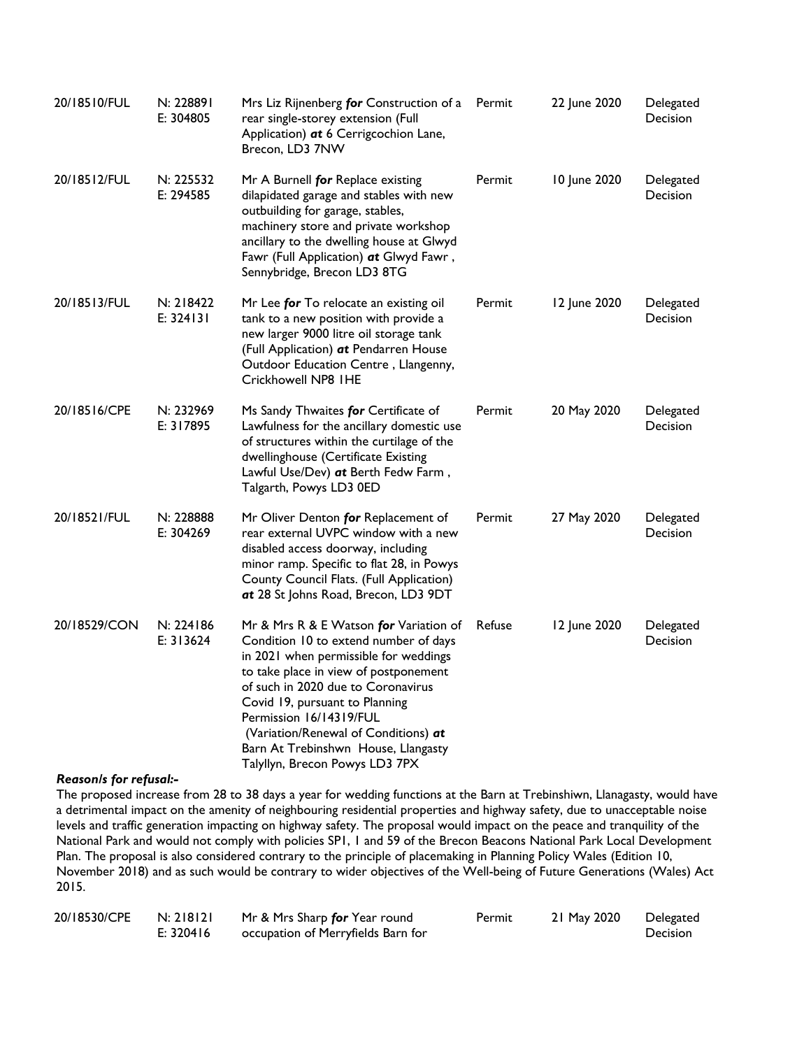| | | | | | |
|---|---|---|---|---|---|
| 20/18510/FUL | N: 228891<br>E: 304805 | Mrs Liz Rijnenberg ***for*** Construction of a rear single-storey extension (Full Application) ***at*** 6 Cerrigcochion Lane, Brecon, LD3 7NW | Permit | 22 June 2020 | Delegated Decision |
| 20/18512/FUL | N: 225532<br>E: 294585 | Mr A Burnell ***for*** Replace existing dilapidated garage and stables with new outbuilding for garage, stables, machinery store and private workshop ancillary to the dwelling house at Glwyd Fawr (Full Application) ***at*** Glwyd Fawr , Sennybridge, Brecon LD3 8TG | Permit | 10 June 2020 | Delegated Decision |
| 20/18513/FUL | N: 218422<br>E: 324131 | Mr Lee ***for*** To relocate an existing oil tank to a new position with provide a new larger 9000 litre oil storage tank (Full Application) ***at*** Pendarren House Outdoor Education Centre , Llangenny, Crickhowell NP8 1HE | Permit | 12 June 2020 | Delegated Decision |
| 20/18516/CPE | N: 232969<br>E: 317895 | Ms Sandy Thwaites ***for*** Certificate of Lawfulness for the ancillary domestic use of structures within the curtilage of the dwellinghouse (Certificate Existing Lawful Use/Dev) ***at*** Berth Fedw Farm , Talgarth, Powys LD3 0ED | Permit | 20 May 2020 | Delegated Decision |
| 20/18521/FUL | N: 228888<br>E: 304269 | Mr Oliver Denton ***for*** Replacement of rear external UVPC window with a new disabled access doorway, including minor ramp. Specific to flat 28, in Powys County Council Flats. (Full Application) ***at*** 28 St Johns Road, Brecon, LD3 9DT | Permit | 27 May 2020 | Delegated Decision |
| 20/18529/CON | N: 224186<br>E: 313624 | Mr & Mrs R & E Watson ***for*** Variation of Condition 10 to extend number of days in 2021 when permissible for weddings to take place in view of postponement of such in 2020 due to Coronavirus Covid 19, pursuant to Planning Permission 16/14319/FUL (Variation/Renewal of Conditions) ***at*** Barn At Trebinshwn House, Llangasty Talyllyn, Brecon Powys LD3 7PX | Refuse | 12 June 2020 | Delegated Decision |

***Reason/s for refusal:-***

The proposed increase from 28 to 38 days a year for wedding functions at the Barn at Trebinshiwn, Llanagasty, would have a detrimental impact on the amenity of neighbouring residential properties and highway safety, due to unacceptable noise levels and traffic generation impacting on highway safety. The proposal would impact on the peace and tranquility of the National Park and would not comply with policies SP1, 1 and 59 of the Brecon Beacons National Park Local Development Plan. The proposal is also considered contrary to the principle of placemaking in Planning Policy Wales (Edition 10, November 2018) and as such would be contrary to wider objectives of the Well-being of Future Generations (Wales) Act 2015.

| | | | | | |
|---|---|---|---|---|---|
| 20/18530/CPE | N: 218121<br>E: 320416 | Mr & Mrs Sharp ***for*** Year round occupation of Merryfields Barn for | Permit | 21 May 2020 | Delegated Decision |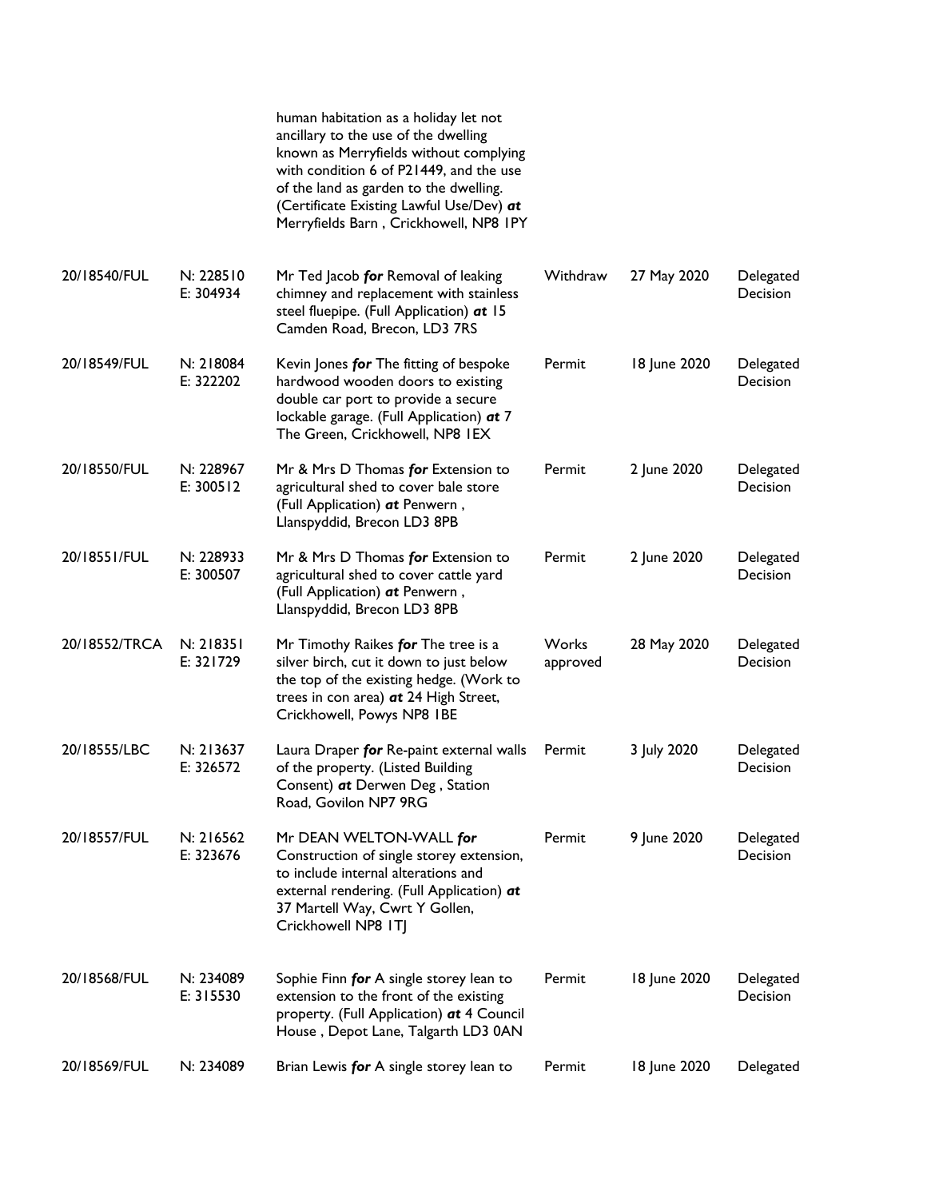| | | | | | |
|---|---|---|---|---|---|
| | | human habitation as a holiday let not ancillary to the use of the dwelling known as Merryfields without complying with condition 6 of P21449, and the use of the land as garden to the dwelling. (Certificate Existing Lawful Use/Dev) ***at*** Merryfields Barn , Crickhowell, NP8 1PY | | | |
| 20/18540/FUL | N: 228510 E: 304934 | Mr Ted Jacob ***for*** Removal of leaking chimney and replacement with stainless steel fluepipe. (Full Application) ***at*** 15 Camden Road, Brecon, LD3 7RS | Withdraw | 27 May 2020 | Delegated Decision |
| 20/18549/FUL | N: 218084 E: 322202 | Kevin Jones ***for*** The fitting of bespoke hardwood wooden doors to existing double car port to provide a secure lockable garage. (Full Application) ***at*** 7 The Green, Crickhowell, NP8 1EX | Permit | 18 June 2020 | Delegated Decision |
| 20/18550/FUL | N: 228967 E: 300512 | Mr & Mrs D Thomas ***for*** Extension to agricultural shed to cover bale store (Full Application) ***at*** Penwern , Llanspyddid, Brecon LD3 8PB | Permit | 2 June 2020 | Delegated Decision |
| 20/18551/FUL | N: 228933 E: 300507 | Mr & Mrs D Thomas ***for*** Extension to agricultural shed to cover cattle yard (Full Application) ***at*** Penwern , Llanspyddid, Brecon LD3 8PB | Permit | 2 June 2020 | Delegated Decision |
| 20/18552/TRCA | N: 218351 E: 321729 | Mr Timothy Raikes ***for*** The tree is a silver birch, cut it down to just below the top of the existing hedge. (Work to trees in con area) ***at*** 24 High Street, Crickhowell, Powys NP8 1BE | Works approved | 28 May 2020 | Delegated Decision |
| 20/18555/LBC | N: 213637 E: 326572 | Laura Draper ***for*** Re-paint external walls of the property. (Listed Building Consent) ***at*** Derwen Deg , Station Road, Govilon NP7 9RG | Permit | 3 July 2020 | Delegated Decision |
| 20/18557/FUL | N: 216562 E: 323676 | Mr DEAN WELTON-WALL ***for*** Construction of single storey extension, to include internal alterations and external rendering. (Full Application) ***at*** 37 Martell Way, Cwrt Y Gollen, Crickhowell NP8 1TJ | Permit | 9 June 2020 | Delegated Decision |
| 20/18568/FUL | N: 234089 E: 315530 | Sophie Finn ***for*** A single storey lean to extension to the front of the existing property. (Full Application) ***at*** 4 Council House , Depot Lane, Talgarth LD3 0AN | Permit | 18 June 2020 | Delegated Decision |
| 20/18569/FUL | N: 234089 | Brian Lewis ***for*** A single storey lean to | Permit | 18 June 2020 | Delegated |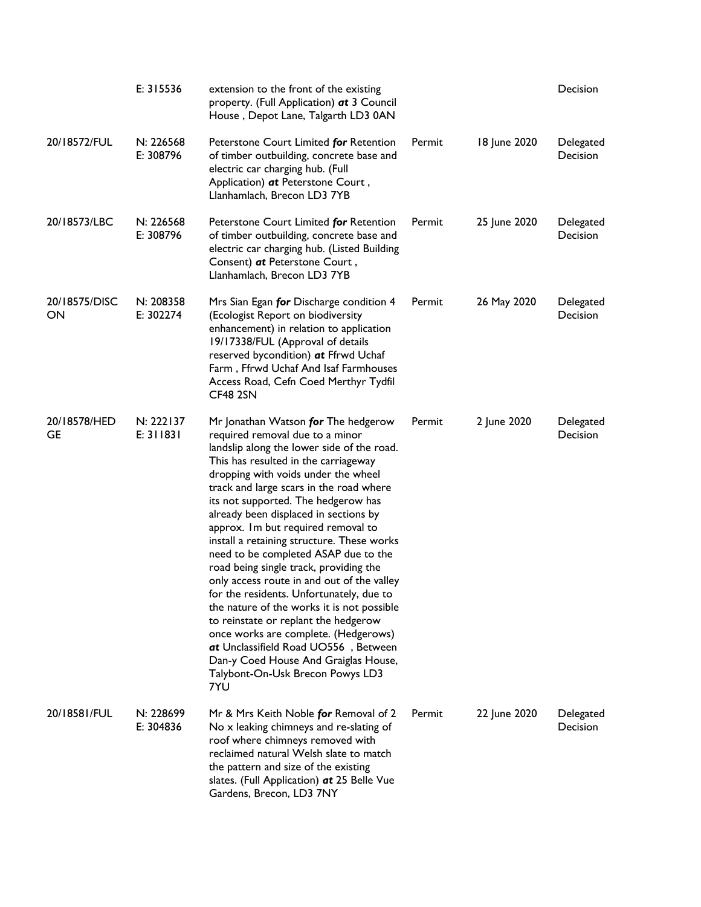|  | E: 315536 | extension to the front of the existing property. (Full Application) ***at*** 3 Council House , Depot Lane, Talgarth LD3 0AN |  |  | Decision |
|---|---|---|---|---|---|
| 20/18572/FUL | N: 226568 E: 308796 | Peterstone Court Limited ***for*** Retention of timber outbuilding, concrete base and electric car charging hub. (Full Application) ***at*** Peterstone Court , Llanhamlach, Brecon LD3 7YB | Permit | 18 June 2020 | Delegated Decision |
| 20/18573/LBC | N: 226568 E: 308796 | Peterstone Court Limited ***for*** Retention of timber outbuilding, concrete base and electric car charging hub. (Listed Building Consent) ***at*** Peterstone Court , Llanhamlach, Brecon LD3 7YB | Permit | 25 June 2020 | Delegated Decision |
| 20/18575/DISCON | N: 208358 E: 302274 | Mrs Sian Egan ***for*** Discharge condition 4 (Ecologist Report on biodiversity enhancement) in relation to application 19/17338/FUL (Approval of details reserved bycondition) ***at*** Ffrwd Uchaf Farm , Ffrwd Uchaf And Isaf Farmhouses Access Road, Cefn Coed Merthyr Tydfil CF48 2SN | Permit | 26 May 2020 | Delegated Decision |
| 20/18578/HEDGE | N: 222137 E: 311831 | Mr Jonathan Watson ***for*** The hedgerow required removal due to a minor landslip along the lower side of the road. This has resulted in the carriageway dropping with voids under the wheel track and large scars in the road where its not supported. The hedgerow has already been displaced in sections by approx. 1m but required removal to install a retaining structure. These works need to be completed ASAP due to the road being single track, providing the only access route in and out of the valley for the residents. Unfortunately, due to the nature of the works it is not possible to reinstate or replant the hedgerow once works are complete. (Hedgerows) ***at*** Unclassifield Road UO556 , Between Dan-y Coed House And Graiglas House, Talybont-On-Usk Brecon Powys LD3 7YU | Permit | 2 June 2020 | Delegated Decision |
| 20/18581/FUL | N: 228699 E: 304836 | Mr & Mrs Keith Noble ***for*** Removal of 2 No x leaking chimneys and re-slating of roof where chimneys removed with reclaimed natural Welsh slate to match the pattern and size of the existing slates. (Full Application) ***at*** 25 Belle Vue Gardens, Brecon, LD3 7NY | Permit | 22 June 2020 | Delegated Decision |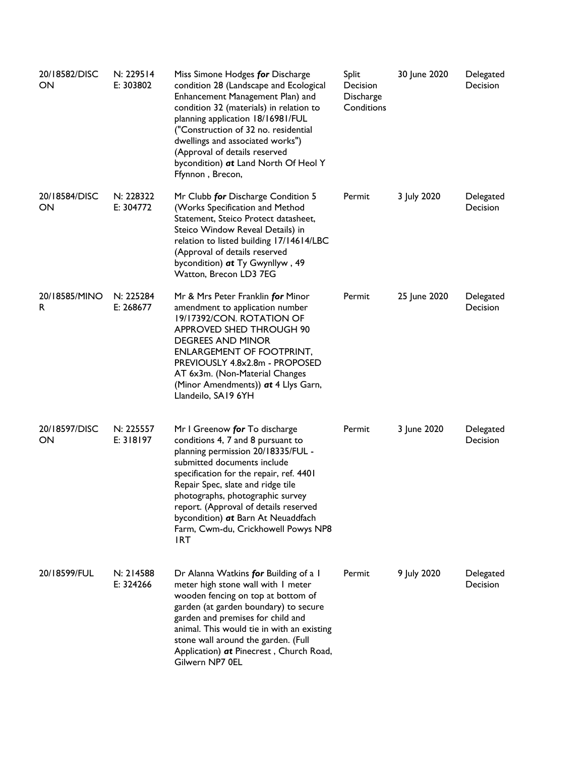| | | | | | |
|---|---|---|---|---|---|
| 20/18582/DISCON | N: 229514<br>E: 303802 | Miss Simone Hodges ***for*** Discharge condition 28 (Landscape and Ecological Enhancement Management Plan) and condition 32 (materials) in relation to planning application 18/16981/FUL ("Construction of 32 no. residential dwellings and associated works") (Approval of details reserved bycondition) ***at*** Land North Of Heol Y Ffynnon , Brecon, | Split Decision Discharge Conditions | 30 June 2020 | Delegated Decision |
| 20/18584/DISCON | N: 228322<br>E: 304772 | Mr Clubb ***for*** Discharge Condition 5 (Works Specification and Method Statement, Steico Protect datasheet, Steico Window Reveal Details) in relation to listed building 17/14614/LBC (Approval of details reserved bycondition) ***at*** Ty Gwynllyw , 49 Watton, Brecon LD3 7EG | Permit | 3 July 2020 | Delegated Decision |
| 20/18585/MINOR | N: 225284<br>E: 268677 | Mr & Mrs Peter Franklin ***for*** Minor amendment to application number 19/17392/CON. ROTATION OF APPROVED SHED THROUGH 90 DEGREES AND MINOR ENLARGEMENT OF FOOTPRINT, PREVIOUSLY 4.8x2.8m - PROPOSED AT 6x3m. (Non-Material Changes (Minor Amendments)) ***at*** 4 Llys Garn, Llandeilo, SA19 6YH | Permit | 25 June 2020 | Delegated Decision |
| 20/18597/DISCON | N: 225557<br>E: 318197 | Mr I Greenow ***for*** To discharge conditions 4, 7 and 8 pursuant to planning permission 20/18335/FUL - submitted documents include specification for the repair, ref. 4401 Repair Spec, slate and ridge tile photographs, photographic survey report. (Approval of details reserved bycondition) ***at*** Barn At Neuaddfach Farm, Cwm-du, Crickhowell Powys NP8 1RT | Permit | 3 June 2020 | Delegated Decision |
| 20/18599/FUL | N: 214588<br>E: 324266 | Dr Alanna Watkins ***for*** Building of a 1 meter high stone wall with 1 meter wooden fencing on top at bottom of garden (at garden boundary) to secure garden and premises for child and animal. This would tie in with an existing stone wall around the garden. (Full Application) ***at*** Pinecrest , Church Road, Gilwern NP7 0EL | Permit | 9 July 2020 | Delegated Decision |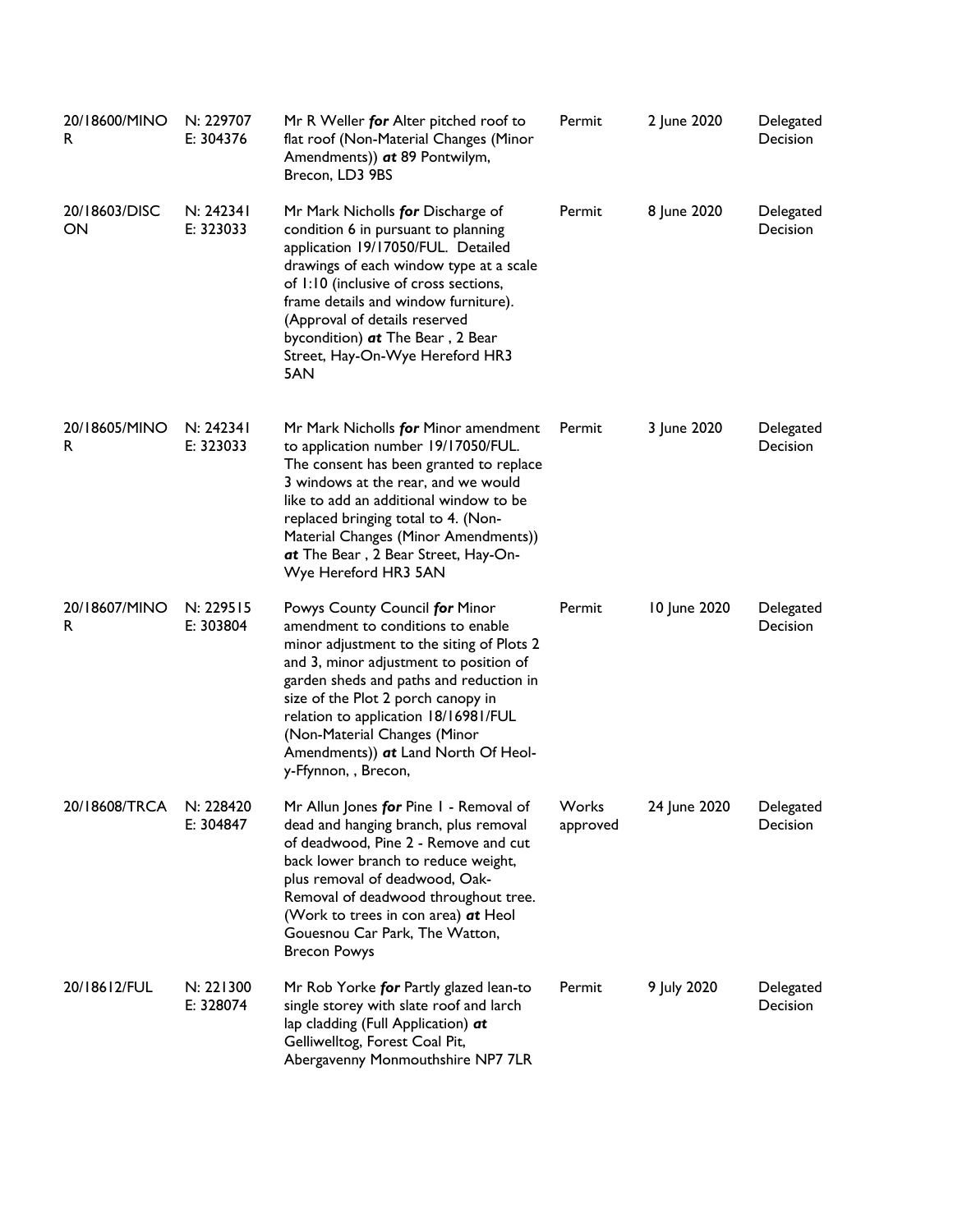| | | | | | |
|---|---|---|---|---|---|
| 20/18600/MINOR | N: 229707 E: 304376 | Mr R Weller ***for*** Alter pitched roof to flat roof (Non-Material Changes (Minor Amendments)) ***at*** 89 Pontwilym, Brecon, LD3 9BS | Permit | 2 June 2020 | Delegated Decision |
| 20/18603/DISCON | N: 242341 E: 323033 | Mr Mark Nicholls ***for*** Discharge of condition 6 in pursuant to planning application 19/17050/FUL. Detailed drawings of each window type at a scale of 1:10 (inclusive of cross sections, frame details and window furniture). (Approval of details reserved bycondition) ***at*** The Bear , 2 Bear Street, Hay-On-Wye Hereford HR3 5AN | Permit | 8 June 2020 | Delegated Decision |
| 20/18605/MINOR | N: 242341 E: 323033 | Mr Mark Nicholls ***for*** Minor amendment to application number 19/17050/FUL. The consent has been granted to replace 3 windows at the rear, and we would like to add an additional window to be replaced bringing total to 4. (Non-Material Changes (Minor Amendments)) ***at*** The Bear , 2 Bear Street, Hay-On-Wye Hereford HR3 5AN | Permit | 3 June 2020 | Delegated Decision |
| 20/18607/MINOR | N: 229515 E: 303804 | Powys County Council ***for*** Minor amendment to conditions to enable minor adjustment to the siting of Plots 2 and 3, minor adjustment to position of garden sheds and paths and reduction in size of the Plot 2 porch canopy in relation to application 18/16981/FUL (Non-Material Changes (Minor Amendments)) ***at*** Land North Of Heol-y-Ffynnon, , Brecon, | Permit | 10 June 2020 | Delegated Decision |
| 20/18608/TRCA | N: 228420 E: 304847 | Mr Allun Jones ***for*** Pine 1 - Removal of dead and hanging branch, plus removal of deadwood, Pine 2 - Remove and cut back lower branch to reduce weight, plus removal of deadwood, Oak- Removal of deadwood throughout tree. (Work to trees in con area) ***at*** Heol Gouesnou Car Park, The Watton, Brecon Powys | Works approved | 24 June 2020 | Delegated Decision |
| 20/18612/FUL | N: 221300 E: 328074 | Mr Rob Yorke ***for*** Partly glazed lean-to single storey with slate roof and larch lap cladding (Full Application) ***at*** Gelliwelltog, Forest Coal Pit, Abergavenny Monmouthshire NP7 7LR | Permit | 9 July 2020 | Delegated Decision |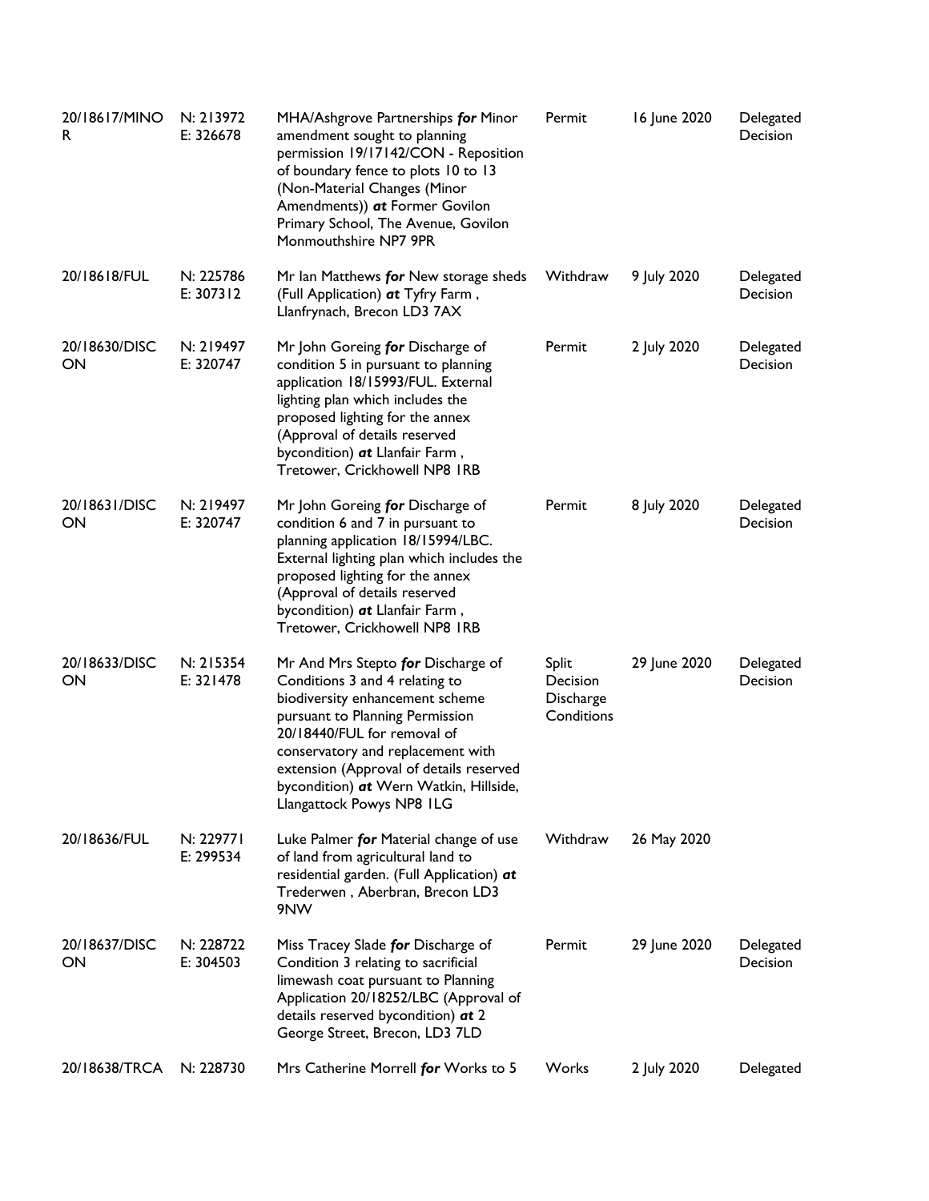| 20/18617/MINOR | N: 213972 E: 326678 | MHA/Ashgrove Partnerships ***for*** Minor amendment sought to planning permission 19/17142/CON - Reposition of boundary fence to plots 10 to 13 (Non-Material Changes (Minor Amendments)) ***at*** Former Govilon Primary School, The Avenue, Govilon Monmouthshire NP7 9PR | Permit | 16 June 2020 | Delegated Decision |
|---|---|---|---|---|---|
| 20/18618/FUL | N: 225786 E: 307312 | Mr Ian Matthews ***for*** New storage sheds (Full Application) ***at*** Tyfry Farm , Llanfrynach, Brecon LD3 7AX | Withdraw | 9 July 2020 | Delegated Decision |
| 20/18630/DISCON | N: 219497 E: 320747 | Mr John Goreing ***for*** Discharge of condition 5 in pursuant to planning application 18/15993/FUL. External lighting plan which includes the proposed lighting for the annex (Approval of details reserved bycondition) ***at*** Llanfair Farm , Tretower, Crickhowell NP8 1RB | Permit | 2 July 2020 | Delegated Decision |
| 20/18631/DISCON | N: 219497 E: 320747 | Mr John Goreing ***for*** Discharge of condition 6 and 7 in pursuant to planning application 18/15994/LBC. External lighting plan which includes the proposed lighting for the annex (Approval of details reserved bycondition) ***at*** Llanfair Farm , Tretower, Crickhowell NP8 1RB | Permit | 8 July 2020 | Delegated Decision |
| 20/18633/DISCON | N: 215354 E: 321478 | Mr And Mrs Stepto ***for*** Discharge of Conditions 3 and 4 relating to biodiversity enhancement scheme pursuant to Planning Permission 20/18440/FUL for removal of conservatory and replacement with extension (Approval of details reserved bycondition) ***at*** Wern Watkin, Hillside, Llangattock Powys NP8 1LG | Split Decision Discharge Conditions | 29 June 2020 | Delegated Decision |
| 20/18636/FUL | N: 229771 E: 299534 | Luke Palmer ***for*** Material change of use of land from agricultural land to residential garden. (Full Application) ***at*** Trederwen , Aberbran, Brecon LD3 9NW | Withdraw | 26 May 2020 | |
| 20/18637/DISCON | N: 228722 E: 304503 | Miss Tracey Slade ***for*** Discharge of Condition 3 relating to sacrificial limewash coat pursuant to Planning Application 20/18252/LBC (Approval of details reserved bycondition) ***at*** 2 George Street, Brecon, LD3 7LD | Permit | 29 June 2020 | Delegated Decision |
| 20/18638/TRCA | N: 228730 | Mrs Catherine Morrell ***for*** Works to 5 | Works | 2 July 2020 | Delegated |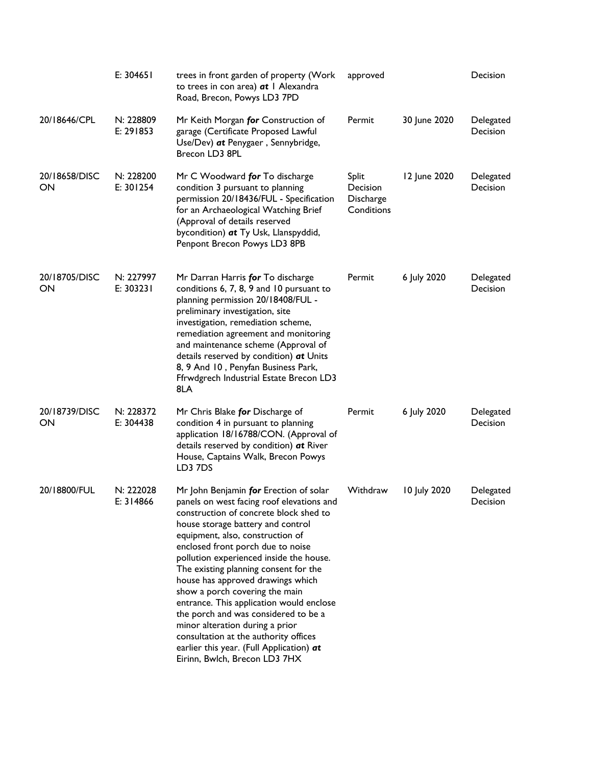| | | | | | |
|---|---|---|---|---|---|
| | E: 304651 | trees in front garden of property (Work to trees in con area) ***at*** 1 Alexandra Road, Brecon, Powys LD3 7PD | approved | | Decision |
| 20/18646/CPL | N: 228809 E: 291853 | Mr Keith Morgan ***for*** Construction of garage (Certificate Proposed Lawful Use/Dev) ***at*** Penygaer , Sennybridge, Brecon LD3 8PL | Permit | 30 June 2020 | Delegated Decision |
| 20/18658/DISCON | N: 228200 E: 301254 | Mr C Woodward ***for*** To discharge condition 3 pursuant to planning permission 20/18436/FUL - Specification for an Archaeological Watching Brief (Approval of details reserved bycondition) ***at*** Ty Usk, Llanspyddid, Penpont Brecon Powys LD3 8PB | Split Decision Discharge Conditions | 12 June 2020 | Delegated Decision |
| 20/18705/DISCON | N: 227997 E: 303231 | Mr Darran Harris ***for*** To discharge conditions 6, 7, 8, 9 and 10 pursuant to planning permission 20/18408/FUL - preliminary investigation, site investigation, remediation scheme, remediation agreement and monitoring and maintenance scheme (Approval of details reserved by condition) ***at*** Units 8, 9 And 10 , Penyfan Business Park, Ffrwdgrech Industrial Estate Brecon LD3 8LA | Permit | 6 July 2020 | Delegated Decision |
| 20/18739/DISCON | N: 228372 E: 304438 | Mr Chris Blake ***for*** Discharge of condition 4 in pursuant to planning application 18/16788/CON. (Approval of details reserved by condition) ***at*** River House, Captains Walk, Brecon Powys LD3 7DS | Permit | 6 July 2020 | Delegated Decision |
| 20/18800/FUL | N: 222028 E: 314866 | Mr John Benjamin ***for*** Erection of solar panels on west facing roof elevations and construction of concrete block shed to house storage battery and control equipment, also, construction of enclosed front porch due to noise pollution experienced inside the house. The existing planning consent for the house has approved drawings which show a porch covering the main entrance. This application would enclose the porch and was considered to be a minor alteration during a prior consultation at the authority offices earlier this year. (Full Application) ***at*** Eirinn, Bwlch, Brecon LD3 7HX | Withdraw | 10 July 2020 | Delegated Decision |